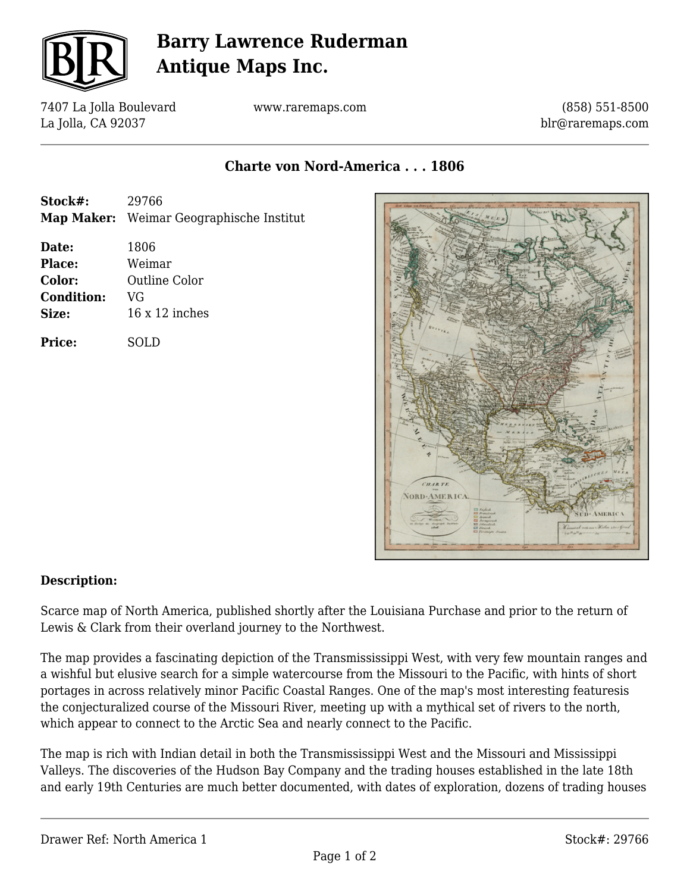# Barry Lawrence Ruderman Antique Maps Inc.

7407 La Jolla Boulevard
La Jolla, CA 92037

www.raremaps.com

(858) 551-8500
blr@raremaps.com

## Charte von Nord-America . . . 1806

**Stock#:** 29766
**Map Maker:** Weimar Geographische Institut

**Date:** 1806
**Place:** Weimar
**Color:** Outline Color
**Condition:** VG
**Size:** 16 x 12 inches

**Price:** SOLD

### Description:

Scarce map of North America, published shortly after the Louisiana Purchase and prior to the return of Lewis & Clark from their overland journey to the Northwest.

The map provides a fascinating depiction of the Transmississippi West, with very few mountain ranges and a wishful but elusive search for a simple watercourse from the Missouri to the Pacific, with hints of short portages in across relatively minor Pacific Coastal Ranges. One of the map's most interesting featuresis the conjecturalized course of the Missouri River, meeting up with a mythical set of rivers to the north, which appear to connect to the Arctic Sea and nearly connect to the Pacific.

The map is rich with Indian detail in both the Transmississippi West and the Missouri and Mississippi Valleys. The discoveries of the Hudson Bay Company and the trading houses established in the late 18th and early 19th Centuries are much better documented, with dates of exploration, dozens of trading houses

Drawer Ref: North America 1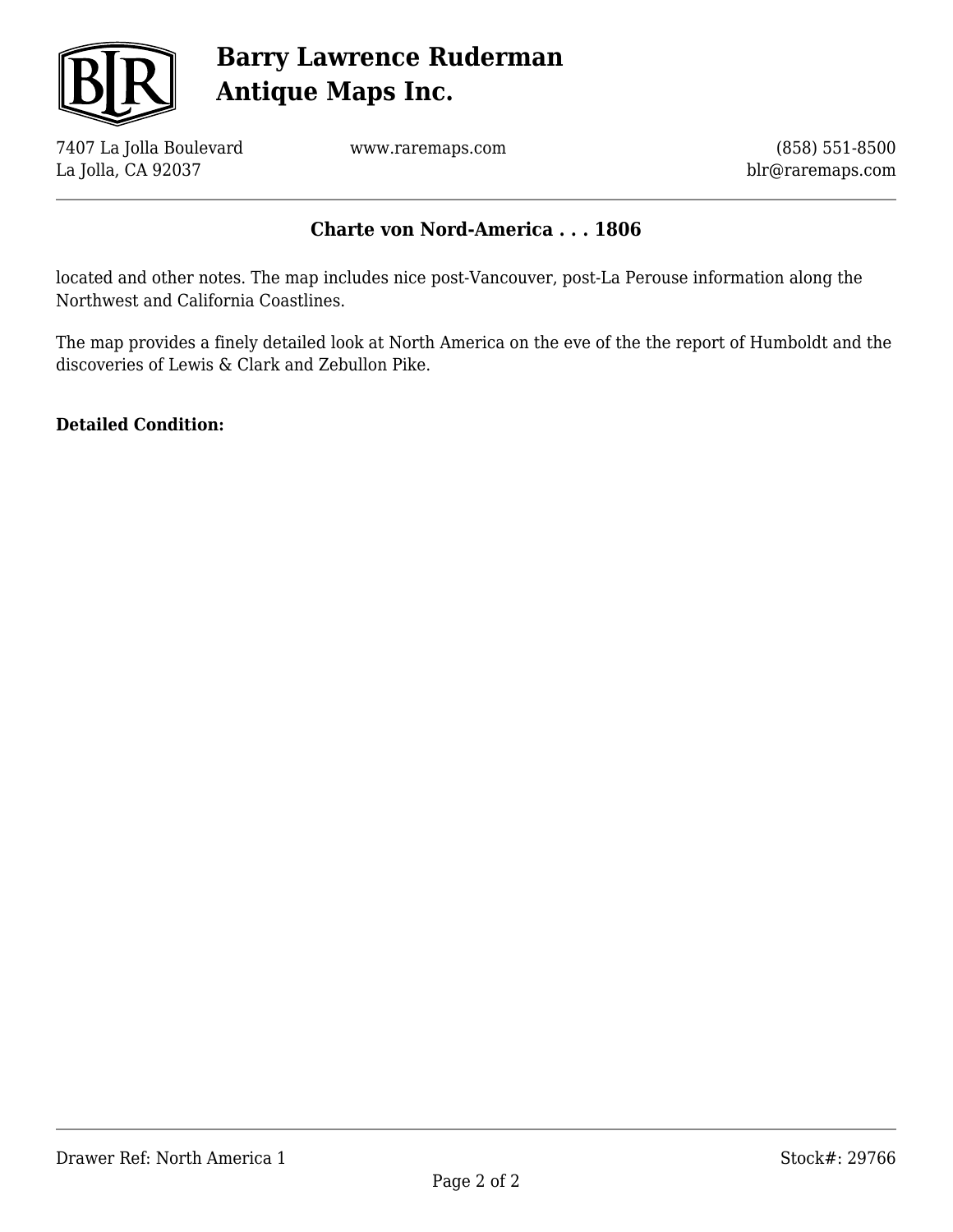## Charte von Nord-America . . . 1806

located and other notes. The map includes nice post-Vancouver, post-La Perouse information along the Northwest and California Coastlines.

The map provides a finely detailed look at North America on the eve of the the report of Humboldt and the discoveries of Lewis & Clark and Zebullon Pike.

**Detailed Condition:**

Drawer Ref: North America 1

Stock#: 29766